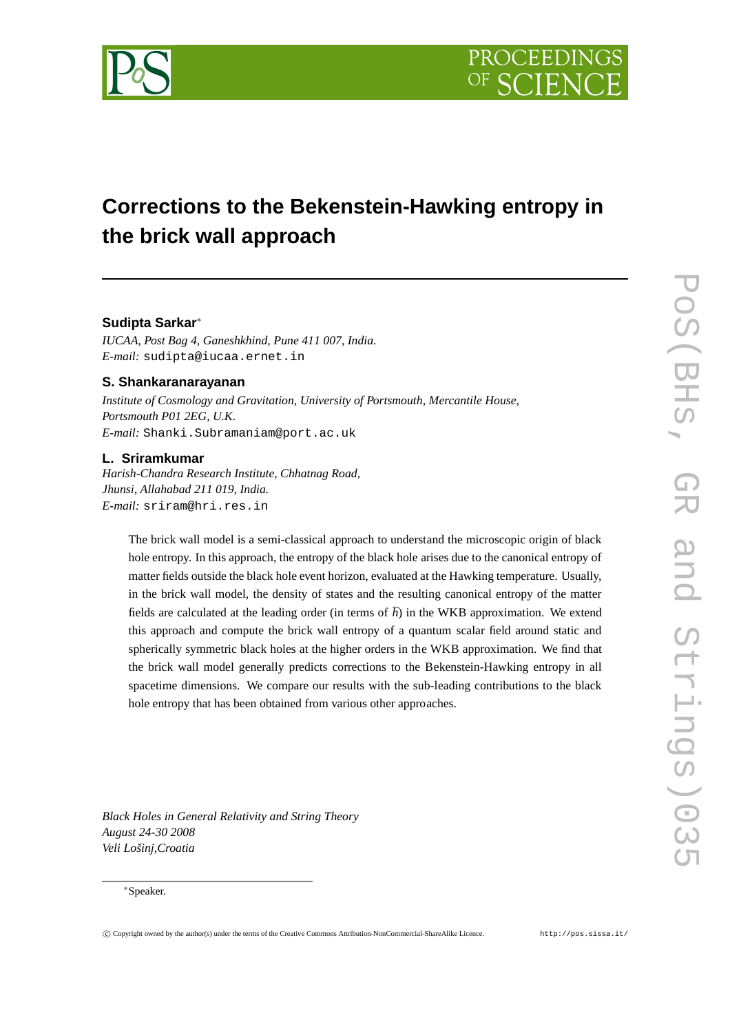# Corrections to the Bekenstein-Hawking entropy in the brick wall approach

**Sudipta Sarkar**[∗]

*IUCAA, Post Bag 4, Ganeshkhind, Pune 411 007, India.*
*E-mail:* sudipta@iucaa.ernet.in

**S. Shankaranarayanan**

*Institute of Cosmology and Gravitation, University of Portsmouth, Mercantile House, Portsmouth P01 2EG, U.K.*
*E-mail:* Shanki.Subramaniam@port.ac.uk

**L. Sriramkumar**

*Harish-Chandra Research Institute, Chhatnag Road, Jhunsi, Allahabad 211 019, India.*
*E-mail:* sriram@hri.res.in

The brick wall model is a semi-classical approach to understand the microscopic origin of black hole entropy. In this approach, the entropy of the black hole arises due to the canonical entropy of matter fields outside the black hole event horizon, evaluated at the Hawking temperature. Usually, in the brick wall model, the density of states and the resulting canonical entropy of the matter fields are calculated at the leading order (in terms of $\hbar$) in the WKB approximation. We extend this approach and compute the brick wall entropy of a quantum scalar field around static and spherically symmetric black holes at the higher orders in the WKB approximation. We find that the brick wall model generally predicts corrections to the Bekenstein-Hawking entropy in all spacetime dimensions. We compare our results with the sub-leading contributions to the black hole entropy that has been obtained from various other approaches.

*Black Holes in General Relativity and String Theory*
*August 24-30 2008*
*Veli Lošinj,Croatia*

[∗]Speaker.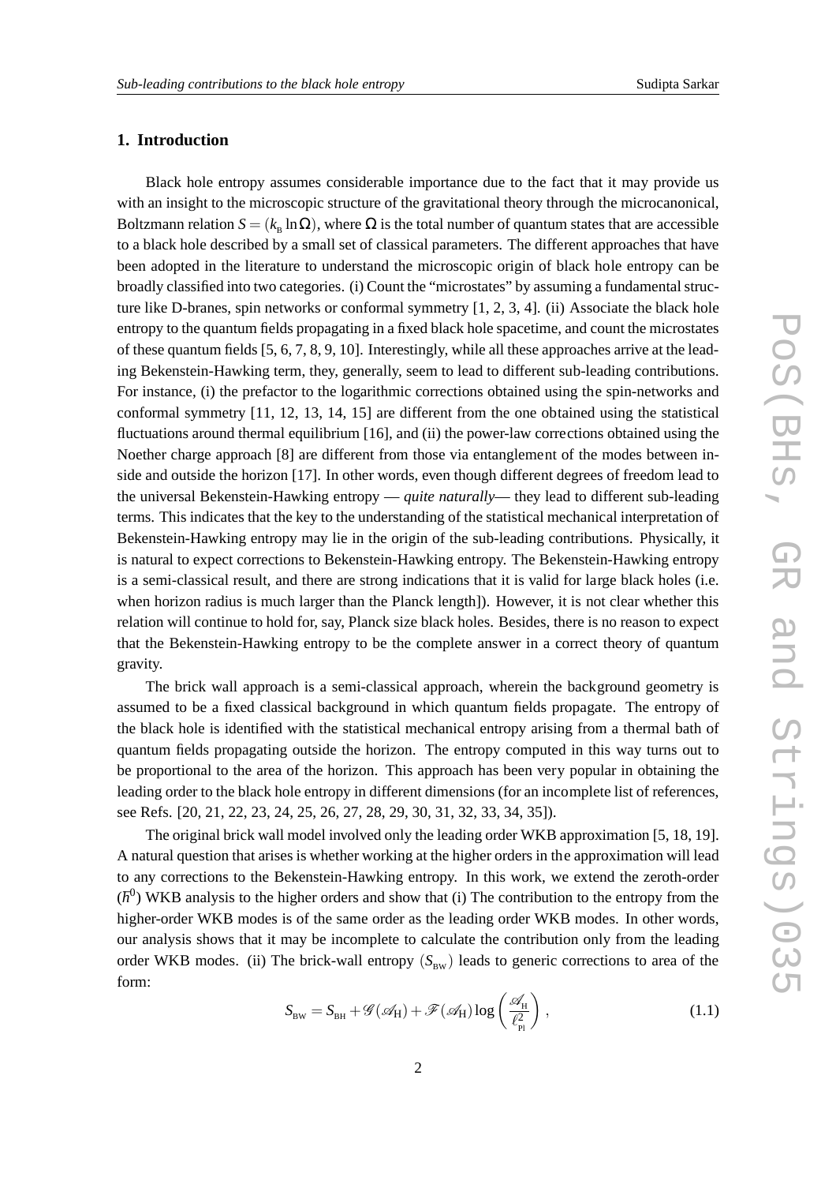## 1. Introduction

Black hole entropy assumes considerable importance due to the fact that it may provide us with an insight to the microscopic structure of the gravitational theory through the microcanonical, Boltzmann relation $S = (k_{\rm B} \ln \Omega)$, where $\Omega$ is the total number of quantum states that are accessible to a black hole described by a small set of classical parameters. The different approaches that have been adopted in the literature to understand the microscopic origin of black hole entropy can be broadly classified into two categories. (i) Count the "microstates" by assuming a fundamental structure like D-branes, spin networks or conformal symmetry [1, 2, 3, 4]. (ii) Associate the black hole entropy to the quantum fields propagating in a fixed black hole spacetime, and count the microstates of these quantum fields [5, 6, 7, 8, 9, 10]. Interestingly, while all these approaches arrive at the leading Bekenstein-Hawking term, they, generally, seem to lead to different sub-leading contributions. For instance, (i) the prefactor to the logarithmic corrections obtained using the spin-networks and conformal symmetry [11, 12, 13, 14, 15] are different from the one obtained using the statistical fluctuations around thermal equilibrium [16], and (ii) the power-law corrections obtained using the Noether charge approach [8] are different from those via entanglement of the modes between inside and outside the horizon [17]. In other words, even though different degrees of freedom lead to the universal Bekenstein-Hawking entropy — *quite naturally*— they lead to different sub-leading terms. This indicates that the key to the understanding of the statistical mechanical interpretation of Bekenstein-Hawking entropy may lie in the origin of the sub-leading contributions. Physically, it is natural to expect corrections to Bekenstein-Hawking entropy. The Bekenstein-Hawking entropy is a semi-classical result, and there are strong indications that it is valid for large black holes (i.e. when horizon radius is much larger than the Planck length]). However, it is not clear whether this relation will continue to hold for, say, Planck size black holes. Besides, there is no reason to expect that the Bekenstein-Hawking entropy to be the complete answer in a correct theory of quantum gravity.

The brick wall approach is a semi-classical approach, wherein the background geometry is assumed to be a fixed classical background in which quantum fields propagate. The entropy of the black hole is identified with the statistical mechanical entropy arising from a thermal bath of quantum fields propagating outside the horizon. The entropy computed in this way turns out to be proportional to the area of the horizon. This approach has been very popular in obtaining the leading order to the black hole entropy in different dimensions (for an incomplete list of references, see Refs. [20, 21, 22, 23, 24, 25, 26, 27, 28, 29, 30, 31, 32, 33, 34, 35]).

The original brick wall model involved only the leading order WKB approximation [5, 18, 19]. A natural question that arises is whether working at the higher orders in the approximation will lead to any corrections to the Bekenstein-Hawking entropy. In this work, we extend the zeroth-order ($\hbar^0$) WKB analysis to the higher orders and show that (i) The contribution to the entropy from the higher-order WKB modes is of the same order as the leading order WKB modes. In other words, our analysis shows that it may be incomplete to calculate the contribution only from the leading order WKB modes. (ii) The brick-wall entropy $(S_{\rm BW})$ leads to generic corrections to area of the form:

$$S_{\rm BW} = S_{\rm BH} + \mathscr{G}(\mathscr{A}_{\rm H}) + \mathscr{F}(\mathscr{A}_{\rm H}) \log\left(\frac{\mathscr{A}_{\rm H}}{\ell_{\rm Pl}^2}\right), \tag{1.1}$$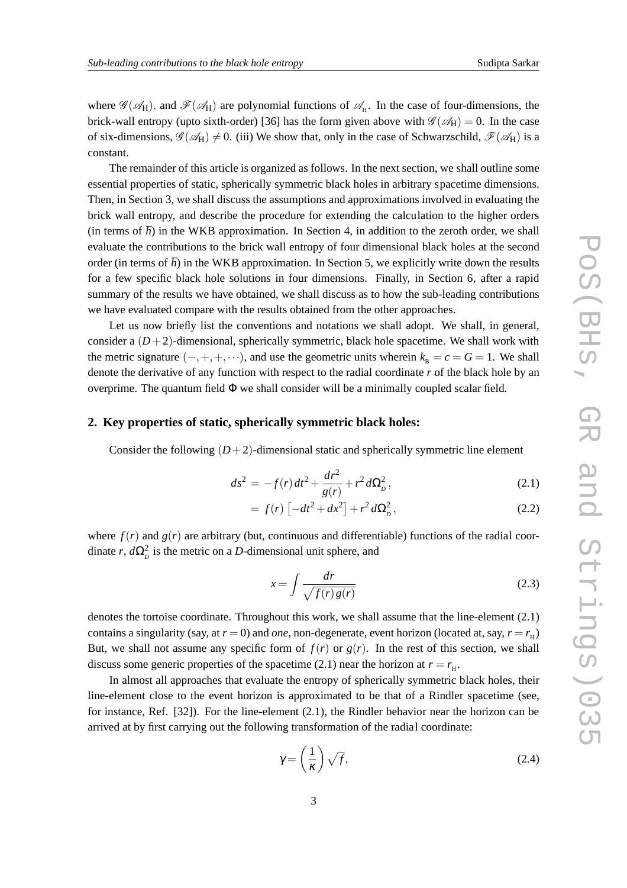where $\mathscr{G}(\mathscr{A}_{\rm H})$, and $\mathscr{F}(\mathscr{A}_{\rm H})$ are polynomial functions of $\mathscr{A}_{\rm H}$. In the case of four-dimensions, the brick-wall entropy (upto sixth-order) [36] has the form given above with $\mathscr{G}(\mathscr{A}_{\rm H}) = 0$. In the case of six-dimensions, $\mathscr{G}(\mathscr{A}_{\rm H}) \neq 0$. (iii) We show that, only in the case of Schwarzschild, $\mathscr{F}(\mathscr{A}_{\rm H})$ is a constant.

The remainder of this article is organized as follows. In the next section, we shall outline some essential properties of static, spherically symmetric black holes in arbitrary spacetime dimensions. Then, in Section 3, we shall discuss the assumptions and approximations involved in evaluating the brick wall entropy, and describe the procedure for extending the calculation to the higher orders (in terms of $\hbar$) in the WKB approximation. In Section 4, in addition to the zeroth order, we shall evaluate the contributions to the brick wall entropy of four dimensional black holes at the second order (in terms of $\hbar$) in the WKB approximation. In Section 5, we explicitly write down the results for a few specific black hole solutions in four dimensions. Finally, in Section 6, after a rapid summary of the results we have obtained, we shall discuss as to how the sub-leading contributions we have evaluated compare with the results obtained from the other approaches.

Let us now briefly list the conventions and notations we shall adopt. We shall, in general, consider a $(D+2)$-dimensional, spherically symmetric, black hole spacetime. We shall work with the metric signature $(-,+,+,\cdots)$, and use the geometric units wherein $k_{\rm B} = c = G = 1$. We shall denote the derivative of any function with respect to the radial coordinate $r$ of the black hole by an overprime. The quantum field $\Phi$ we shall consider will be a minimally coupled scalar field.

## 2. Key properties of static, spherically symmetric black holes:

Consider the following $(D+2)$-dimensional static and spherically symmetric line element

$$ds^2 = -f(r)\,dt^2 + \frac{dr^2}{g(r)} + r^2\,d\Omega_{D}^2\,, \tag{2.1}$$

$$= f(r)\left[-dt^2 + dx^2\right] + r^2\,d\Omega_{D}^2\,, \tag{2.2}$$

where $f(r)$ and $g(r)$ are arbitrary (but, continuous and differentiable) functions of the radial coordinate $r$, $d\Omega_{D}^2$ is the metric on a $D$-dimensional unit sphere, and

$$x = \int \frac{dr}{\sqrt{f(r)\,g(r)}} \tag{2.3}$$

denotes the tortoise coordinate. Throughout this work, we shall assume that the line-element (2.1) contains a singularity (say, at $r=0$) and *one*, non-degenerate, event horizon (located at, say, $r = r_{\rm H}$) But, we shall not assume any specific form of $f(r)$ or $g(r)$. In the rest of this section, we shall discuss some generic properties of the spacetime (2.1) near the horizon at $r = r_{\rm H}$.

In almost all approaches that evaluate the entropy of spherically symmetric black holes, their line-element close to the event horizon is approximated to be that of a Rindler spacetime (see, for instance, Ref. [32]). For the line-element (2.1), the Rindler behavior near the horizon can be arrived at by first carrying out the following transformation of the radial coordinate:

$$\gamma = \left(\frac{1}{\kappa}\right)\sqrt{f}, \tag{2.4}$$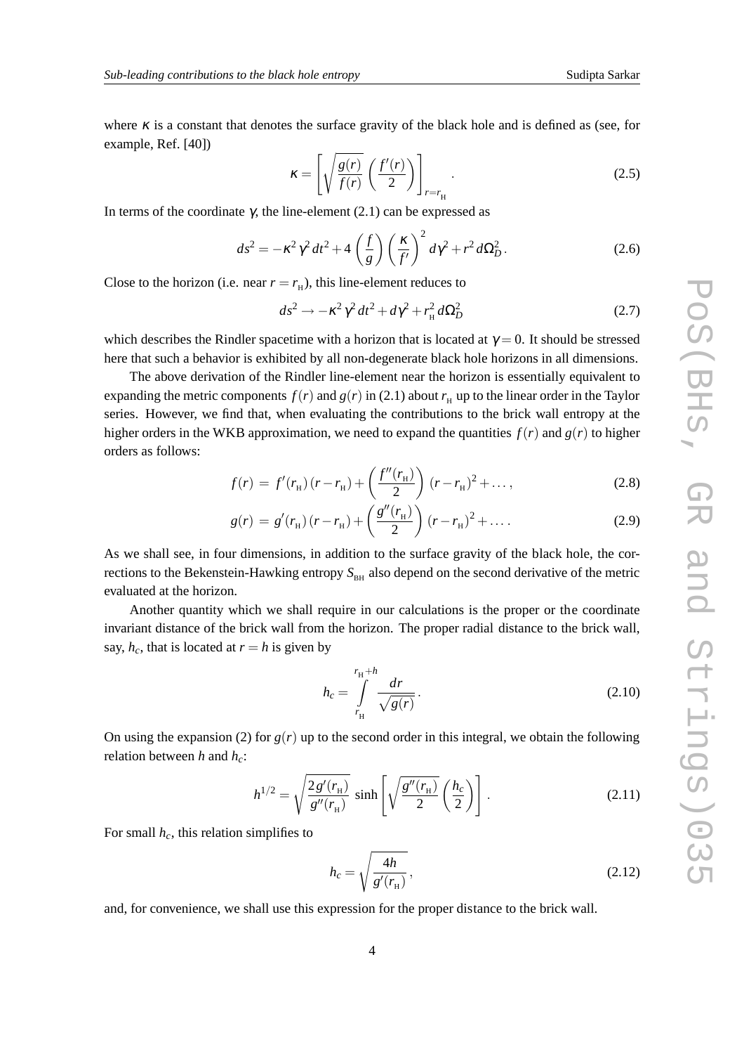where $\kappa$ is a constant that denotes the surface gravity of the black hole and is defined as (see, for example, Ref. [40])

$$\kappa = \left[\sqrt{\frac{g(r)}{f(r)}}\left(\frac{f'(r)}{2}\right)\right]_{r=r_{\rm H}}. \tag{2.5}$$

In terms of the coordinate $\gamma$, the line-element (2.1) can be expressed as

$$ds^2 = -\kappa^2\,\gamma^2\,dt^2 + 4\left(\frac{f}{g}\right)\left(\frac{\kappa}{f'}\right)^2 d\gamma^2 + r^2\,d\Omega_D^2\,. \tag{2.6}$$

Close to the horizon (i.e. near $r = r_{\rm H}$), this line-element reduces to

$$ds^2 \to -\kappa^2\,\gamma^2\,dt^2 + d\gamma^2 + r_{\rm H}^2\,d\Omega_D^2 \tag{2.7}$$

which describes the Rindler spacetime with a horizon that is located at $\gamma = 0$. It should be stressed here that such a behavior is exhibited by all non-degenerate black hole horizons in all dimensions.

The above derivation of the Rindler line-element near the horizon is essentially equivalent to expanding the metric components $f(r)$ and $g(r)$ in (2.1) about $r_{\rm H}$ up to the linear order in the Taylor series. However, we find that, when evaluating the contributions to the brick wall entropy at the higher orders in the WKB approximation, we need to expand the quantities $f(r)$ and $g(r)$ to higher orders as follows:

$$f(r) = f'(r_{\rm H})\,(r - r_{\rm H}) + \left(\frac{f''(r_{\rm H})}{2}\right)(r - r_{\rm H})^2 + \ldots\,, \tag{2.8}$$

$$g(r) = g'(r_{\rm H})\,(r - r_{\rm H}) + \left(\frac{g''(r_{\rm H})}{2}\right)(r - r_{\rm H})^2 + \ldots\,. \tag{2.9}$$

As we shall see, in four dimensions, in addition to the surface gravity of the black hole, the corrections to the Bekenstein-Hawking entropy $S_{\rm BH}$ also depend on the second derivative of the metric evaluated at the horizon.

Another quantity which we shall require in our calculations is the proper or the coordinate invariant distance of the brick wall from the horizon. The proper radial distance to the brick wall, say, $h_c$, that is located at $r = h$ is given by

$$h_c = \int_{r_{\rm H}}^{r_{\rm H}+h} \frac{dr}{\sqrt{g(r)}}\,. \tag{2.10}$$

On using the expansion (2) for $g(r)$ up to the second order in this integral, we obtain the following relation between $h$ and $h_c$:

$$h^{1/2} = \sqrt{\frac{2\,g'(r_{\rm H})}{g''(r_{\rm H})}}\,\sinh\left[\sqrt{\frac{g''(r_{\rm H})}{2}}\left(\frac{h_c}{2}\right)\right]. \tag{2.11}$$

For small $h_c$, this relation simplifies to

$$h_c = \sqrt{\frac{4h}{g'(r_{\rm H})}}\,, \tag{2.12}$$

and, for convenience, we shall use this expression for the proper distance to the brick wall.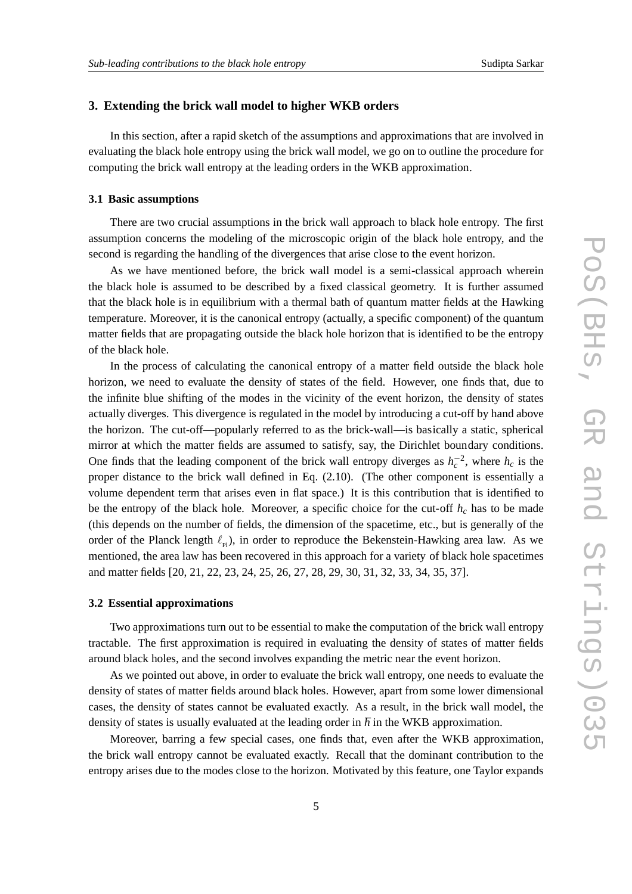## 3. Extending the brick wall model to higher WKB orders

In this section, after a rapid sketch of the assumptions and approximations that are involved in evaluating the black hole entropy using the brick wall model, we go on to outline the procedure for computing the brick wall entropy at the leading orders in the WKB approximation.

### 3.1 Basic assumptions

There are two crucial assumptions in the brick wall approach to black hole entropy. The first assumption concerns the modeling of the microscopic origin of the black hole entropy, and the second is regarding the handling of the divergences that arise close to the event horizon.

As we have mentioned before, the brick wall model is a semi-classical approach wherein the black hole is assumed to be described by a fixed classical geometry. It is further assumed that the black hole is in equilibrium with a thermal bath of quantum matter fields at the Hawking temperature. Moreover, it is the canonical entropy (actually, a specific component) of the quantum matter fields that are propagating outside the black hole horizon that is identified to be the entropy of the black hole.

In the process of calculating the canonical entropy of a matter field outside the black hole horizon, we need to evaluate the density of states of the field. However, one finds that, due to the infinite blue shifting of the modes in the vicinity of the event horizon, the density of states actually diverges. This divergence is regulated in the model by introducing a cut-off by hand above the horizon. The cut-off—popularly referred to as the brick-wall—is basically a static, spherical mirror at which the matter fields are assumed to satisfy, say, the Dirichlet boundary conditions. One finds that the leading component of the brick wall entropy diverges as $h_c^{-2}$, where $h_c$ is the proper distance to the brick wall defined in Eq. (2.10). (The other component is essentially a volume dependent term that arises even in flat space.) It is this contribution that is identified to be the entropy of the black hole. Moreover, a specific choice for the cut-off $h_c$ has to be made (this depends on the number of fields, the dimension of the spacetime, etc., but is generally of the order of the Planck length $\ell_{_{\rm Pl}}$), in order to reproduce the Bekenstein-Hawking area law. As we mentioned, the area law has been recovered in this approach for a variety of black hole spacetimes and matter fields [20, 21, 22, 23, 24, 25, 26, 27, 28, 29, 30, 31, 32, 33, 34, 35, 37].

### 3.2 Essential approximations

Two approximations turn out to be essential to make the computation of the brick wall entropy tractable. The first approximation is required in evaluating the density of states of matter fields around black holes, and the second involves expanding the metric near the event horizon.

As we pointed out above, in order to evaluate the brick wall entropy, one needs to evaluate the density of states of matter fields around black holes. However, apart from some lower dimensional cases, the density of states cannot be evaluated exactly. As a result, in the brick wall model, the density of states is usually evaluated at the leading order in $\hbar$ in the WKB approximation.

Moreover, barring a few special cases, one finds that, even after the WKB approximation, the brick wall entropy cannot be evaluated exactly. Recall that the dominant contribution to the entropy arises due to the modes close to the horizon. Motivated by this feature, one Taylor expands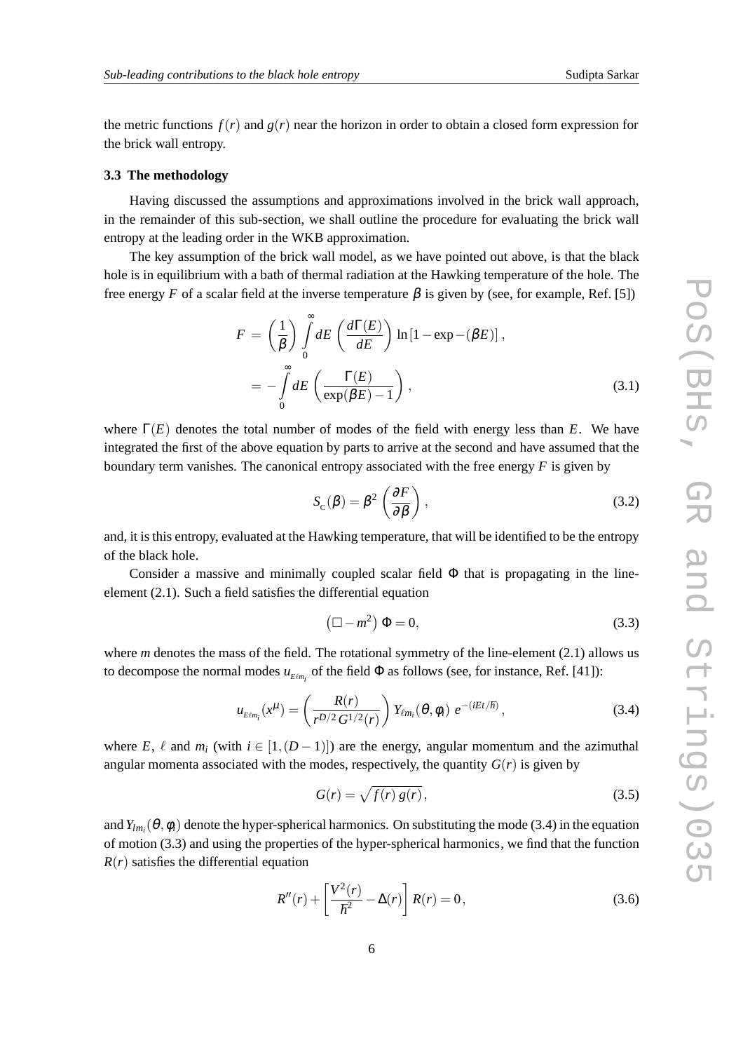the metric functions $f(r)$ and $g(r)$ near the horizon in order to obtain a closed form expression for the brick wall entropy.

### 3.3 The methodology

Having discussed the assumptions and approximations involved in the brick wall approach, in the remainder of this sub-section, we shall outline the procedure for evaluating the brick wall entropy at the leading order in the WKB approximation.

The key assumption of the brick wall model, as we have pointed out above, is that the black hole is in equilibrium with a bath of thermal radiation at the Hawking temperature of the hole. The free energy $F$ of a scalar field at the inverse temperature $\beta$ is given by (see, for example, Ref. [5])

$$
\begin{aligned}
F &= \left(\frac{1}{\beta}\right) \int_0^\infty dE \left(\frac{d\Gamma(E)}{dE}\right) \ln\left[1 - \exp -(\beta E)\right], \\
&= -\int_0^\infty dE \left(\frac{\Gamma(E)}{\exp(\beta E) - 1}\right),
\end{aligned}
\tag{3.1}
$$

where $\Gamma(E)$ denotes the total number of modes of the field with energy less than $E$. We have integrated the first of the above equation by parts to arrive at the second and have assumed that the boundary term vanishes. The canonical entropy associated with the free energy $F$ is given by

$$
S_{\rm C}(\beta) = \beta^2 \left(\frac{\partial F}{\partial \beta}\right), \tag{3.2}
$$

and, it is this entropy, evaluated at the Hawking temperature, that will be identified to be the entropy of the black hole.

Consider a massive and minimally coupled scalar field $\Phi$ that is propagating in the line-element (2.1). Such a field satisfies the differential equation

$$
\left(\Box - m^2\right)\Phi = 0, \tag{3.3}
$$

where $m$ denotes the mass of the field. The rotational symmetry of the line-element (2.1) allows us to decompose the normal modes $u_{E\ell m_i}$ of the field $\Phi$ as follows (see, for instance, Ref. [41]):

$$
u_{E\ell m_i}(x^\mu) = \left(\frac{R(r)}{r^{D/2}\, G^{1/2}(r)}\right) Y_{\ell m_i}(\theta, \phi_i)\; e^{-(iEt/\hbar)}, \tag{3.4}
$$

where $E$, $\ell$ and $m_i$ (with $i \in [1, (D-1)]$) are the energy, angular momentum and the azimuthal angular momenta associated with the modes, respectively, the quantity $G(r)$ is given by

$$
G(r) = \sqrt{f(r)\, g(r)}, \tag{3.5}
$$

and $Y_{lm_i}(\theta, \phi_i)$ denote the hyper-spherical harmonics. On substituting the mode (3.4) in the equation of motion (3.3) and using the properties of the hyper-spherical harmonics, we find that the function $R(r)$ satisfies the differential equation

$$
R''(r) + \left[\frac{V^2(r)}{\hbar^2} - \Delta(r)\right] R(r) = 0, \tag{3.6}
$$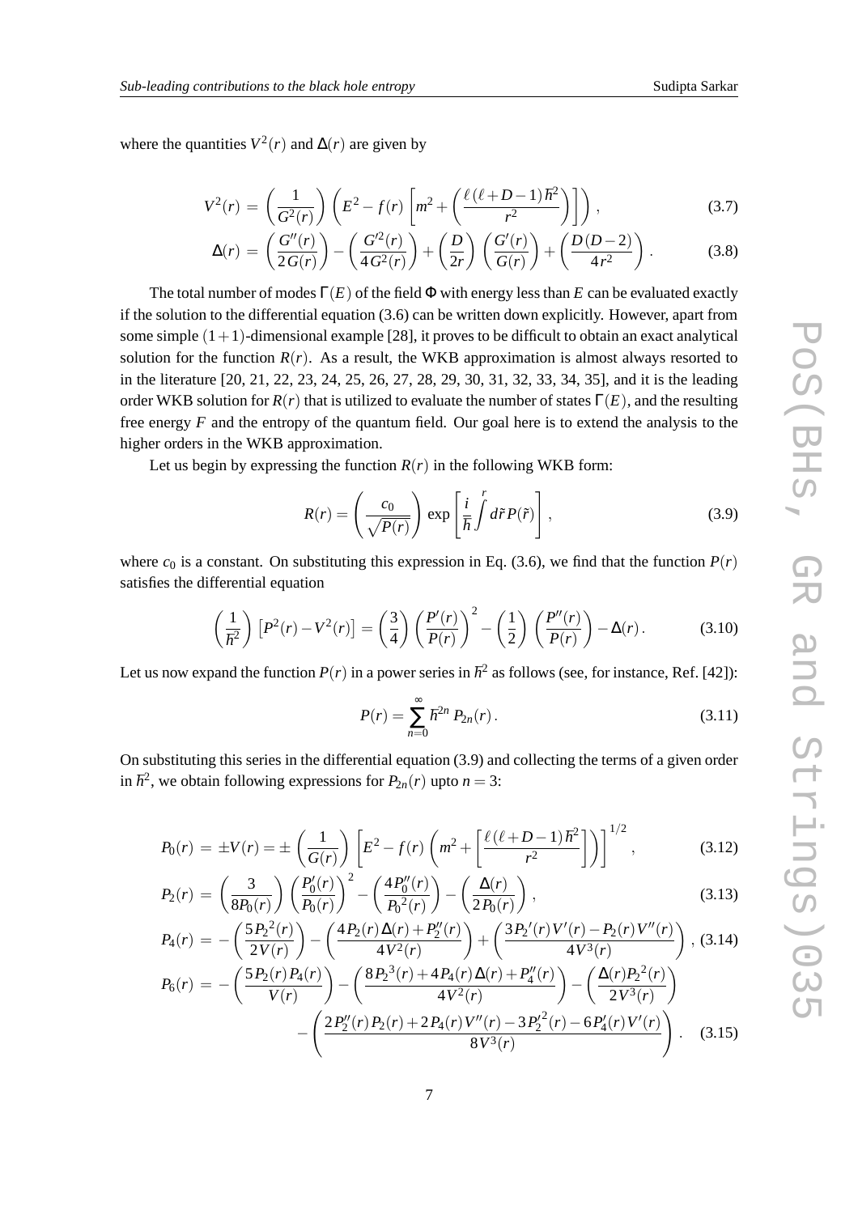where the quantities $V^2(r)$ and $\Delta(r)$ are given by

$$V^2(r) = \left(\frac{1}{G^2(r)}\right)\left(E^2 - f(r)\left[m^2 + \left(\frac{\ell(\ell+D-1)\hbar^2}{r^2}\right)\right]\right), \tag{3.7}$$

$$\Delta(r) = \left(\frac{G''(r)}{2G(r)}\right) - \left(\frac{G'^2(r)}{4G^2(r)}\right) + \left(\frac{D}{2r}\right)\left(\frac{G'(r)}{G(r)}\right) + \left(\frac{D(D-2)}{4r^2}\right). \tag{3.8}$$

The total number of modes $\Gamma(E)$ of the field $\Phi$ with energy less than $E$ can be evaluated exactly if the solution to the differential equation (3.6) can be written down explicitly. However, apart from some simple $(1+1)$-dimensional example [28], it proves to be difficult to obtain an exact analytical solution for the function $R(r)$. As a result, the WKB approximation is almost always resorted to in the literature [20, 21, 22, 23, 24, 25, 26, 27, 28, 29, 30, 31, 32, 33, 34, 35], and it is the leading order WKB solution for $R(r)$ that is utilized to evaluate the number of states $\Gamma(E)$, and the resulting free energy $F$ and the entropy of the quantum field. Our goal here is to extend the analysis to the higher orders in the WKB approximation.

Let us begin by expressing the function $R(r)$ in the following WKB form:

$$R(r) = \left(\frac{c_0}{\sqrt{P(r)}}\right)\exp\left[\frac{i}{\hbar}\int^r d\tilde{r}\, P(\tilde{r})\right], \tag{3.9}$$

where $c_0$ is a constant. On substituting this expression in Eq. (3.6), we find that the function $P(r)$ satisfies the differential equation

$$\left(\frac{1}{\hbar^2}\right)\left[P^2(r) - V^2(r)\right] = \left(\frac{3}{4}\right)\left(\frac{P'(r)}{P(r)}\right)^2 - \left(\frac{1}{2}\right)\left(\frac{P''(r)}{P(r)}\right) - \Delta(r). \tag{3.10}$$

Let us now expand the function $P(r)$ in a power series in $\hbar^2$ as follows (see, for instance, Ref. [42]):

$$P(r) = \sum_{n=0}^{\infty} \hbar^{2n}\, P_{2n}(r). \tag{3.11}$$

On substituting this series in the differential equation (3.9) and collecting the terms of a given order in $\hbar^2$, we obtain following expressions for $P_{2n}(r)$ upto $n=3$:

$$P_0(r) = \pm V(r) = \pm\left(\frac{1}{G(r)}\right)\left[E^2 - f(r)\left(m^2 + \left[\frac{\ell(\ell+D-1)\hbar^2}{r^2}\right]\right)\right]^{1/2}, \tag{3.12}$$

$$P_2(r) = \left(\frac{3}{8P_0(r)}\right)\left(\frac{P_0'(r)}{P_0(r)}\right)^2 - \left(\frac{4P_0''(r)}{P_0^2(r)}\right) - \left(\frac{\Delta(r)}{2P_0(r)}\right), \tag{3.13}$$

$$P_4(r) = -\left(\frac{5P_2^2(r)}{2V(r)}\right) - \left(\frac{4P_2(r)\Delta(r) + P_2''(r)}{4V^2(r)}\right) + \left(\frac{3P_2'(r)V'(r) - P_2(r)V''(r)}{4V^3(r)}\right), \tag{3.14}$$

$$\begin{aligned} P_6(r) = &-\left(\frac{5P_2(r)P_4(r)}{V(r)}\right) - \left(\frac{8P_2^3(r) + 4P_4(r)\Delta(r) + P_4''(r)}{4V^2(r)}\right) - \left(\frac{\Delta(r)P_2^2(r)}{2V^3(r)}\right) \\ &-\left(\frac{2P_2''(r)P_2(r) + 2P_4(r)V''(r) - 3P_2'^2(r) - 6P_4'(r)V'(r)}{8V^3(r)}\right). \end{aligned} \tag{3.15}$$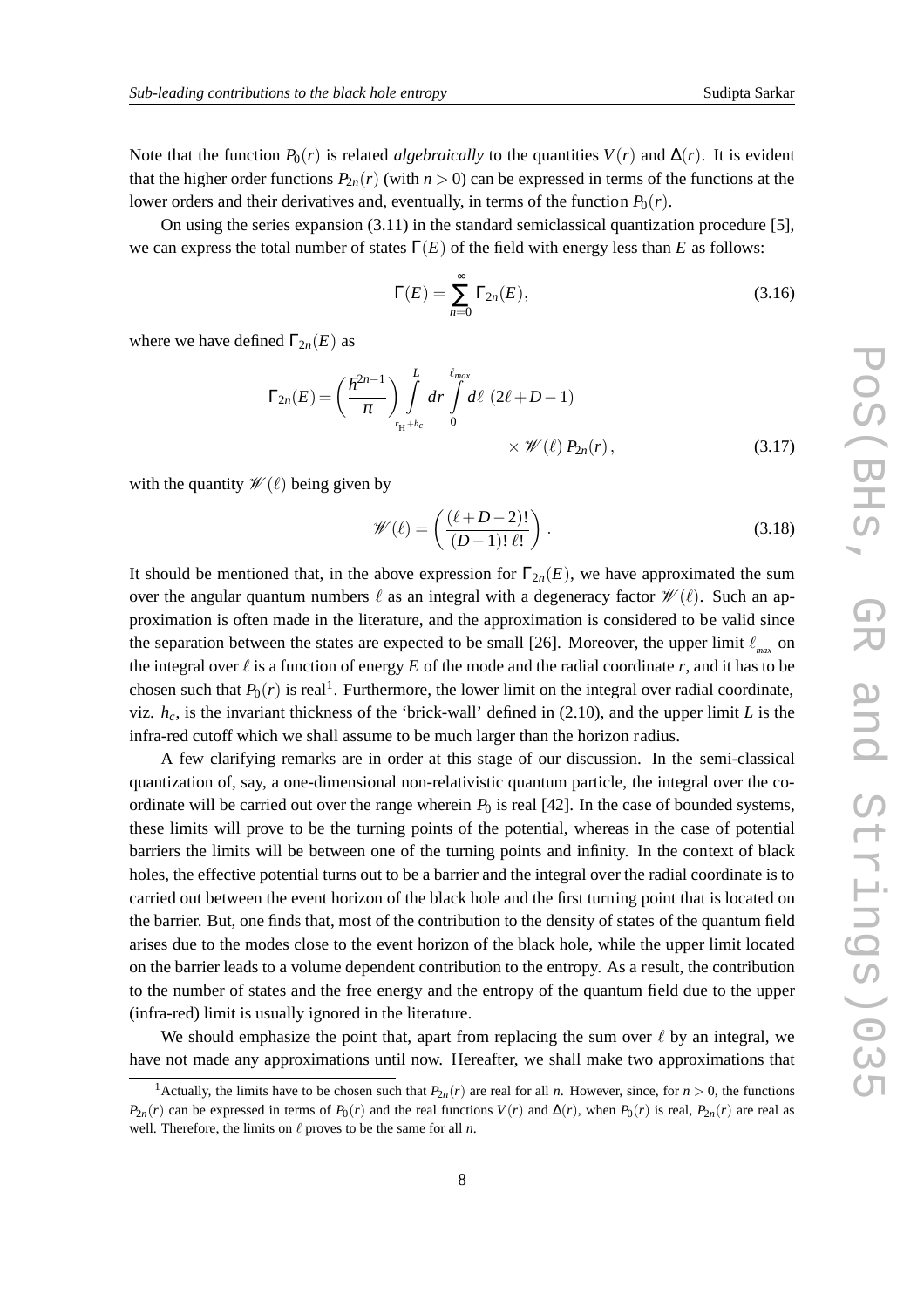Note that the function $P_0(r)$ is related *algebraically* to the quantities $V(r)$ and $\Delta(r)$. It is evident that the higher order functions $P_{2n}(r)$ (with $n > 0$) can be expressed in terms of the functions at the lower orders and their derivatives and, eventually, in terms of the function $P_0(r)$.

On using the series expansion (3.11) in the standard semiclassical quantization procedure [5], we can express the total number of states $\Gamma(E)$ of the field with energy less than $E$ as follows:

$$\Gamma(E) = \sum_{n=0}^{\infty} \Gamma_{2n}(E), \tag{3.16}$$

where we have defined $\Gamma_{2n}(E)$ as

$$\Gamma_{2n}(E) = \left(\frac{\hbar^{2n-1}}{\pi}\right) \int_{r_{\rm H}+h_c}^{L} dr \int_{0}^{\ell_{max}} d\ell \; (2\ell + D - 1) \times \mathscr{W}(\ell)\, P_{2n}(r)\,, \tag{3.17}$$

with the quantity $\mathscr{W}(\ell)$ being given by

$$\mathscr{W}(\ell) = \left(\frac{(\ell + D - 2)!}{(D-1)!\;\ell!}\right). \tag{3.18}$$

It should be mentioned that, in the above expression for $\Gamma_{2n}(E)$, we have approximated the sum over the angular quantum numbers $\ell$ as an integral with a degeneracy factor $\mathscr{W}(\ell)$. Such an approximation is often made in the literature, and the approximation is considered to be valid since the separation between the states are expected to be small [26]. Moreover, the upper limit $\ell_{max}$ on the integral over $\ell$ is a function of energy $E$ of the mode and the radial coordinate $r$, and it has to be chosen such that $P_0(r)$ is real[1]. Furthermore, the lower limit on the integral over radial coordinate, viz. $h_c$, is the invariant thickness of the 'brick-wall' defined in (2.10), and the upper limit $L$ is the infra-red cutoff which we shall assume to be much larger than the horizon radius.

A few clarifying remarks are in order at this stage of our discussion. In the semi-classical quantization of, say, a one-dimensional non-relativistic quantum particle, the integral over the coordinate will be carried out over the range wherein $P_0$ is real [42]. In the case of bounded systems, these limits will prove to be the turning points of the potential, whereas in the case of potential barriers the limits will be between one of the turning points and infinity. In the context of black holes, the effective potential turns out to be a barrier and the integral over the radial coordinate is to carried out between the event horizon of the black hole and the first turning point that is located on the barrier. But, one finds that, most of the contribution to the density of states of the quantum field arises due to the modes close to the event horizon of the black hole, while the upper limit located on the barrier leads to a volume dependent contribution to the entropy. As a result, the contribution to the number of states and the free energy and the entropy of the quantum field due to the upper (infra-red) limit is usually ignored in the literature.

We should emphasize the point that, apart from replacing the sum over $\ell$ by an integral, we have not made any approximations until now. Hereafter, we shall make two approximations that

---

[1] Actually, the limits have to be chosen such that $P_{2n}(r)$ are real for all $n$. However, since, for $n > 0$, the functions $P_{2n}(r)$ can be expressed in terms of $P_0(r)$ and the real functions $V(r)$ and $\Delta(r)$, when $P_0(r)$ is real, $P_{2n}(r)$ are real as well. Therefore, the limits on $\ell$ proves to be the same for all $n$.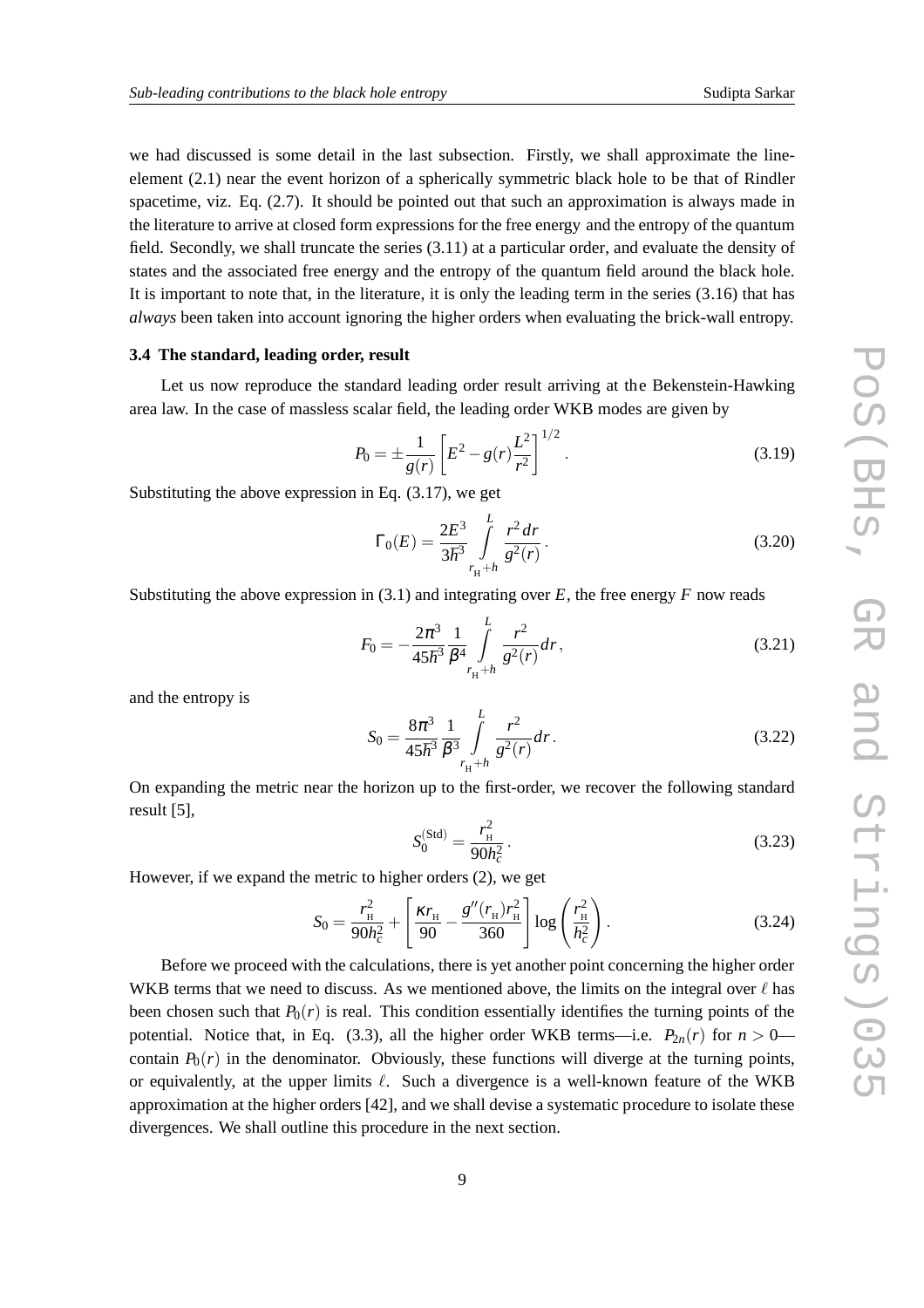we had discussed is some detail in the last subsection. Firstly, we shall approximate the line-element (2.1) near the event horizon of a spherically symmetric black hole to be that of Rindler spacetime, viz. Eq. (2.7). It should be pointed out that such an approximation is always made in the literature to arrive at closed form expressions for the free energy and the entropy of the quantum field. Secondly, we shall truncate the series (3.11) at a particular order, and evaluate the density of states and the associated free energy and the entropy of the quantum field around the black hole. It is important to note that, in the literature, it is only the leading term in the series (3.16) that has *always* been taken into account ignoring the higher orders when evaluating the brick-wall entropy.

### 3.4 The standard, leading order, result

Let us now reproduce the standard leading order result arriving at the Bekenstein-Hawking area law. In the case of massless scalar field, the leading order WKB modes are given by

$$P_0 = \pm \frac{1}{g(r)} \left[ E^2 - g(r) \frac{L^2}{r^2} \right]^{1/2}. \tag{3.19}$$

Substituting the above expression in Eq. (3.17), we get

$$\Gamma_0(E) = \frac{2E^3}{3\hbar^3} \int_{r_{\rm H}+h}^{L} \frac{r^2 \, dr}{g^2(r)}. \tag{3.20}$$

Substituting the above expression in (3.1) and integrating over $E$, the free energy $F$ now reads

$$F_0 = -\frac{2\pi^3}{45\hbar^3} \frac{1}{\beta^4} \int_{r_{\rm H}+h}^{L} \frac{r^2}{g^2(r)} dr, \tag{3.21}$$

and the entropy is

$$S_0 = \frac{8\pi^3}{45\hbar^3} \frac{1}{\beta^3} \int_{r_{\rm H}+h}^{L} \frac{r^2}{g^2(r)} dr. \tag{3.22}$$

On expanding the metric near the horizon up to the first-order, we recover the following standard result [5],

$$S_0^{\rm (Std)} = \frac{r_{\rm H}^2}{90 h_c^2}. \tag{3.23}$$

However, if we expand the metric to higher orders (2), we get

$$S_0 = \frac{r_{\rm H}^2}{90 h_c^2} + \left[ \frac{\kappa r_{\rm H}}{90} - \frac{g''(r_{\rm H}) r_{\rm H}^2}{360} \right] \log\left( \frac{r_{\rm H}^2}{h_c^2} \right). \tag{3.24}$$

Before we proceed with the calculations, there is yet another point concerning the higher order WKB terms that we need to discuss. As we mentioned above, the limits on the integral over $\ell$ has been chosen such that $P_0(r)$ is real. This condition essentially identifies the turning points of the potential. Notice that, in Eq. (3.3), all the higher order WKB terms—i.e. $P_{2n}(r)$ for $n > 0$—contain $P_0(r)$ in the denominator. Obviously, these functions will diverge at the turning points, or equivalently, at the upper limits $\ell$. Such a divergence is a well-known feature of the WKB approximation at the higher orders [42], and we shall devise a systematic procedure to isolate these divergences. We shall outline this procedure in the next section.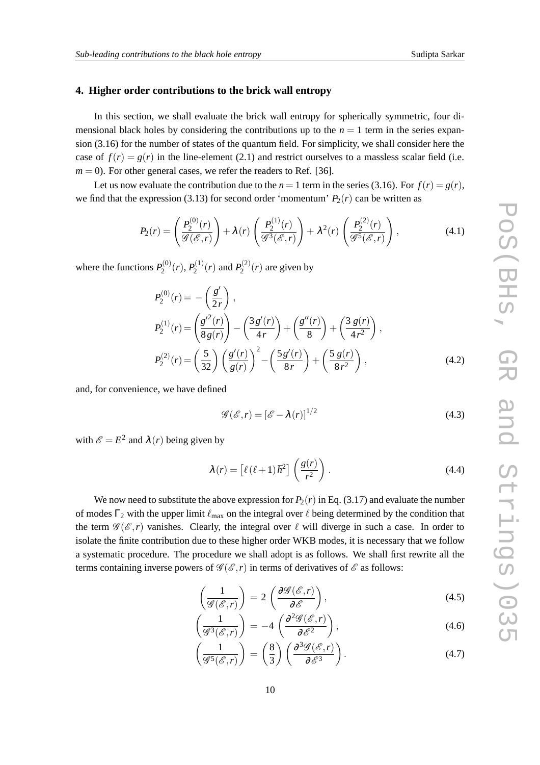## 4. Higher order contributions to the brick wall entropy

In this section, we shall evaluate the brick wall entropy for spherically symmetric, four dimensional black holes by considering the contributions up to the $n = 1$ term in the series expansion (3.16) for the number of states of the quantum field. For simplicity, we shall consider here the case of $f(r) = g(r)$ in the line-element (2.1) and restrict ourselves to a massless scalar field (i.e. $m = 0$). For other general cases, we refer the readers to Ref. [36].

Let us now evaluate the contribution due to the $n = 1$ term in the series (3.16). For $f(r) = g(r)$, we find that the expression (3.13) for second order 'momentum' $P_2(r)$ can be written as

$$P_2(r) = \left(\frac{P_2^{(0)}(r)}{\mathscr{G}(\mathscr{E},r)}\right) + \lambda(r)\left(\frac{P_2^{(1)}(r)}{\mathscr{G}^3(\mathscr{E},r)}\right) + \lambda^2(r)\left(\frac{P_2^{(2)}(r)}{\mathscr{G}^5(\mathscr{E},r)}\right), \tag{4.1}$$

where the functions $P_2^{(0)}(r)$, $P_2^{(1)}(r)$ and $P_2^{(2)}(r)$ are given by

$$\begin{aligned}
P_2^{(0)}(r) &= -\left(\frac{g'}{2r}\right), \\
P_2^{(1)}(r) &= \left(\frac{g'^2(r)}{8g(r)}\right) - \left(\frac{3g'(r)}{4r}\right) + \left(\frac{g''(r)}{8}\right) + \left(\frac{3\,g(r)}{4r^2}\right), \\
P_2^{(2)}(r) &= \left(\frac{5}{32}\right)\left(\frac{g'(r)}{g(r)}\right)^2 - \left(\frac{5g'(r)}{8r}\right) + \left(\frac{5\,g(r)}{8r^2}\right),
\end{aligned} \tag{4.2}$$

and, for convenience, we have defined

$$\mathscr{G}(\mathscr{E},r) = [\mathscr{E} - \lambda(r)]^{1/2} \tag{4.3}$$

with $\mathscr{E} = E^2$ and $\lambda(r)$ being given by

$$\lambda(r) = \left[\ell(\ell+1)\hbar^2\right]\left(\frac{g(r)}{r^2}\right). \tag{4.4}$$

We now need to substitute the above expression for $P_2(r)$ in Eq. (3.17) and evaluate the number of modes $\Gamma_2$ with the upper limit $\ell_{\rm max}$ on the integral over $\ell$ being determined by the condition that the term $\mathscr{G}(\mathscr{E},r)$ vanishes. Clearly, the integral over $\ell$ will diverge in such a case. In order to isolate the finite contribution due to these higher order WKB modes, it is necessary that we follow a systematic procedure. The procedure we shall adopt is as follows. We shall first rewrite all the terms containing inverse powers of $\mathscr{G}(\mathscr{E},r)$ in terms of derivatives of $\mathscr{E}$ as follows:

$$\left(\frac{1}{\mathscr{G}(\mathscr{E},r)}\right) = 2\left(\frac{\partial\mathscr{G}(\mathscr{E},r)}{\partial\mathscr{E}}\right), \tag{4.5}$$

$$\left(\frac{1}{\mathscr{G}^3(\mathscr{E},r)}\right) = -4\left(\frac{\partial^2\mathscr{G}(\mathscr{E},r)}{\partial\mathscr{E}^2}\right), \tag{4.6}$$

$$\left(\frac{1}{\mathscr{G}^5(\mathscr{E},r)}\right) = \left(\frac{8}{3}\right)\left(\frac{\partial^3\mathscr{G}(\mathscr{E},r)}{\partial\mathscr{E}^3}\right). \tag{4.7}$$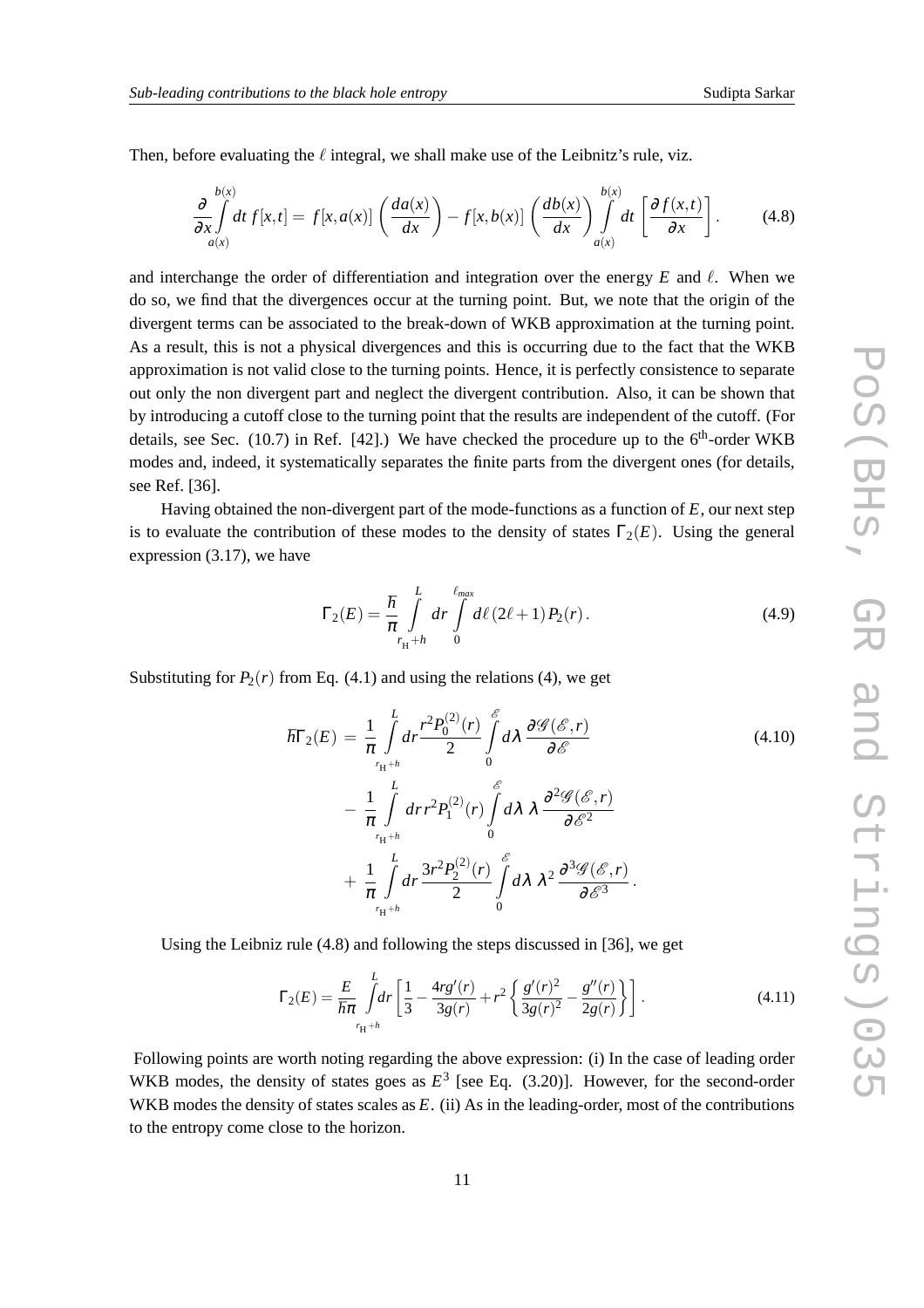Then, before evaluating the $\ell$ integral, we shall make use of the Leibnitz's rule, viz.

$$\frac{\partial}{\partial x}\int_{a(x)}^{b(x)} dt\, f[x,t] = f[x,a(x)]\left(\frac{da(x)}{dx}\right) - f[x,b(x)]\left(\frac{db(x)}{dx}\right)\int_{a(x)}^{b(x)} dt\left[\frac{\partial f(x,t)}{\partial x}\right]. \tag{4.8}$$

and interchange the order of differentiation and integration over the energy $E$ and $\ell$. When we do so, we find that the divergences occur at the turning point. But, we note that the origin of the divergent terms can be associated to the break-down of WKB approximation at the turning point. As a result, this is not a physical divergences and this is occurring due to the fact that the WKB approximation is not valid close to the turning points. Hence, it is perfectly consistence to separate out only the non divergent part and neglect the divergent contribution. Also, it can be shown that by introducing a cutoff close to the turning point that the results are independent of the cutoff. (For details, see Sec. (10.7) in Ref. [42].) We have checked the procedure up to the $6^{\rm th}$-order WKB modes and, indeed, it systematically separates the finite parts from the divergent ones (for details, see Ref. [36].

Having obtained the non-divergent part of the mode-functions as a function of $E$, our next step is to evaluate the contribution of these modes to the density of states $\Gamma_2(E)$. Using the general expression (3.17), we have

$$\Gamma_2(E) = \frac{\hbar}{\pi}\int_{r_{\rm H}+h}^{L} dr \int_0^{\ell_{max}} d\ell\,(2\ell+1)\,P_2(r)\,. \tag{4.9}$$

Substituting for $P_2(r)$ from Eq. (4.1) and using the relations (4), we get

$$\begin{aligned}
\hbar\Gamma_2(E) =\ & \frac{1}{\pi}\int_{r_{\rm H}+h}^{L} dr\frac{r^2P_0^{(2)}(r)}{2}\int_0^{\mathscr{E}} d\lambda\,\frac{\partial \mathscr{G}(\mathscr{E},r)}{\partial \mathscr{E}} \qquad (4.10)\\
&- \frac{1}{\pi}\int_{r_{\rm H}+h}^{L} dr\, r^2P_1^{(2)}(r)\int_0^{\mathscr{E}} d\lambda\;\lambda\,\frac{\partial^2 \mathscr{G}(\mathscr{E},r)}{\partial \mathscr{E}^2}\\
&+ \frac{1}{\pi}\int_{r_{\rm H}+h}^{L} dr\,\frac{3r^2P_2^{(2)}(r)}{2}\int_0^{\mathscr{E}} d\lambda\;\lambda^2\,\frac{\partial^3 \mathscr{G}(\mathscr{E},r)}{\partial \mathscr{E}^3}\,.
\end{aligned}$$

Using the Leibniz rule (4.8) and following the steps discussed in [36], we get

$$\Gamma_2(E) = \frac{E}{\hbar\pi}\int_{r_{\rm H}+h}^{L} dr\left[\frac{1}{3} - \frac{4rg'(r)}{3g(r)} + r^2\left\{\frac{g'(r)^2}{3g(r)^2} - \frac{g''(r)}{2g(r)}\right\}\right]. \tag{4.11}$$

Following points are worth noting regarding the above expression: (i) In the case of leading order WKB modes, the density of states goes as $E^3$ [see Eq. (3.20)]. However, for the second-order WKB modes the density of states scales as $E$. (ii) As in the leading-order, most of the contributions to the entropy come close to the horizon.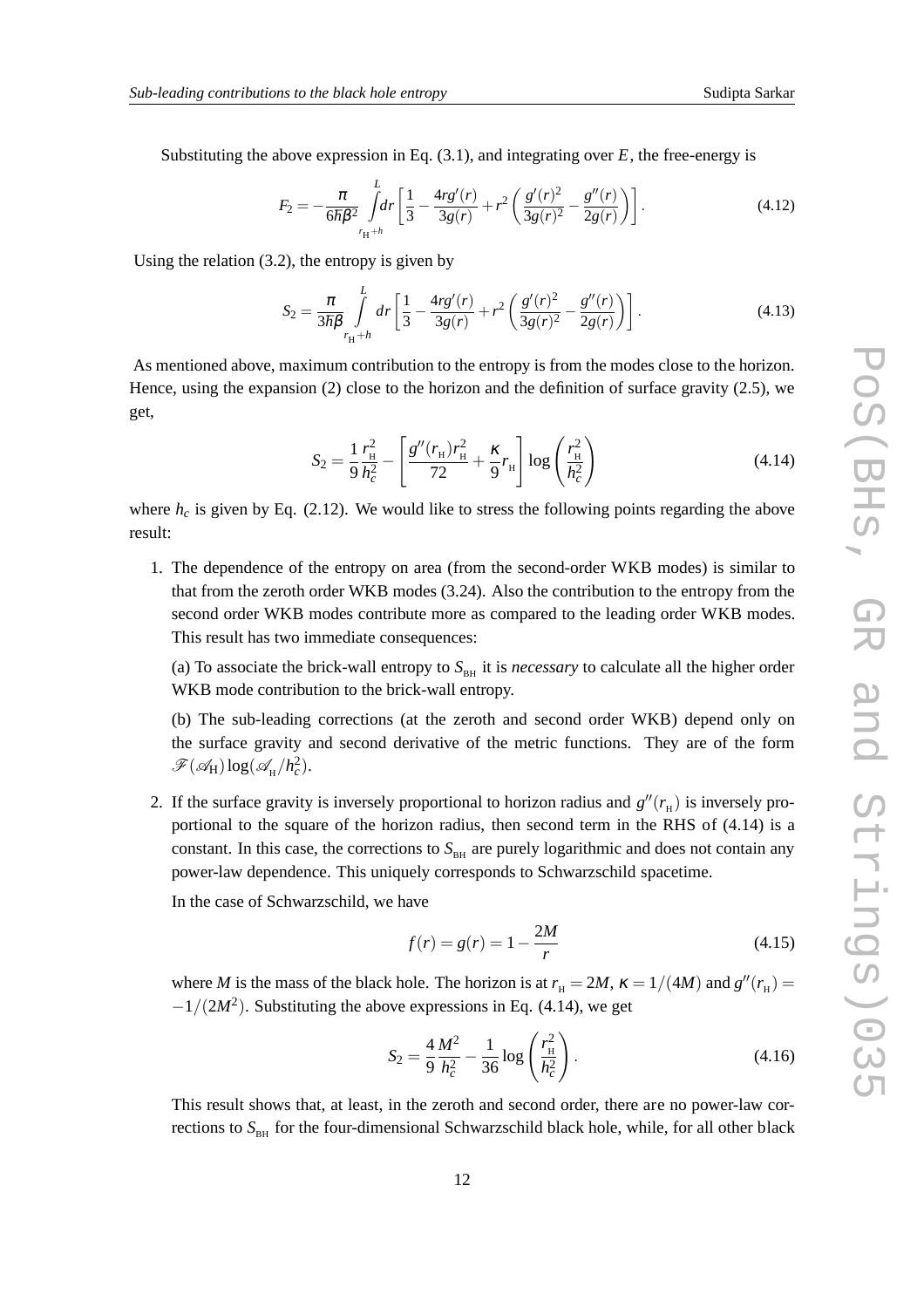Substituting the above expression in Eq. (3.1), and integrating over $E$, the free-energy is

$$F_2 = -\frac{\pi}{6\hbar\beta^2} \int_{r_{\rm H}+h}^{L} dr \left[ \frac{1}{3} - \frac{4rg'(r)}{3g(r)} + r^2 \left( \frac{g'(r)^2}{3g(r)^2} - \frac{g''(r)}{2g(r)} \right) \right]. \tag{4.12}$$

Using the relation (3.2), the entropy is given by

$$S_2 = \frac{\pi}{3\hbar\beta} \int_{r_{\rm H}+h}^{L} dr \left[ \frac{1}{3} - \frac{4rg'(r)}{3g(r)} + r^2 \left( \frac{g'(r)^2}{3g(r)^2} - \frac{g''(r)}{2g(r)} \right) \right]. \tag{4.13}$$

As mentioned above, maximum contribution to the entropy is from the modes close to the horizon. Hence, using the expansion (2) close to the horizon and the definition of surface gravity (2.5), we get,

$$S_2 = \frac{1}{9} \frac{r_{\rm H}^2}{h_c^2} - \left[ \frac{g''(r_{\rm H}) r_{\rm H}^2}{72} + \frac{\kappa}{9} r_{\rm H} \right] \log \left( \frac{r_{\rm H}^2}{h_c^2} \right) \tag{4.14}$$

where $h_c$ is given by Eq. (2.12). We would like to stress the following points regarding the above result:

1. The dependence of the entropy on area (from the second-order WKB modes) is similar to that from the zeroth order WKB modes (3.24). Also the contribution to the entropy from the second order WKB modes contribute more as compared to the leading order WKB modes. This result has two immediate consequences:

   (a) To associate the brick-wall entropy to $S_{\rm BH}$ it is *necessary* to calculate all the higher order WKB mode contribution to the brick-wall entropy.

   (b) The sub-leading corrections (at the zeroth and second order WKB) depend only on the surface gravity and second derivative of the metric functions. They are of the form $\mathscr{F}(\mathscr{A}_{\rm H}) \log(\mathscr{A}_{\rm H}/h_c^2)$.

2. If the surface gravity is inversely proportional to horizon radius and $g''(r_{\rm H})$ is inversely proportional to the square of the horizon radius, then second term in the RHS of (4.14) is a constant. In this case, the corrections to $S_{\rm BH}$ are purely logarithmic and does not contain any power-law dependence. This uniquely corresponds to Schwarzschild spacetime.

   In the case of Schwarzschild, we have

   $$f(r) = g(r) = 1 - \frac{2M}{r} \tag{4.15}$$

   where $M$ is the mass of the black hole. The horizon is at $r_{\rm H} = 2M$, $\kappa = 1/(4M)$ and $g''(r_{\rm H}) = -1/(2M^2)$. Substituting the above expressions in Eq. (4.14), we get

   $$S_2 = \frac{4}{9} \frac{M^2}{h_c^2} - \frac{1}{36} \log \left( \frac{r_{\rm H}^2}{h_c^2} \right). \tag{4.16}$$

   This result shows that, at least, in the zeroth and second order, there are no power-law corrections to $S_{\rm BH}$ for the four-dimensional Schwarzschild black hole, while, for all other black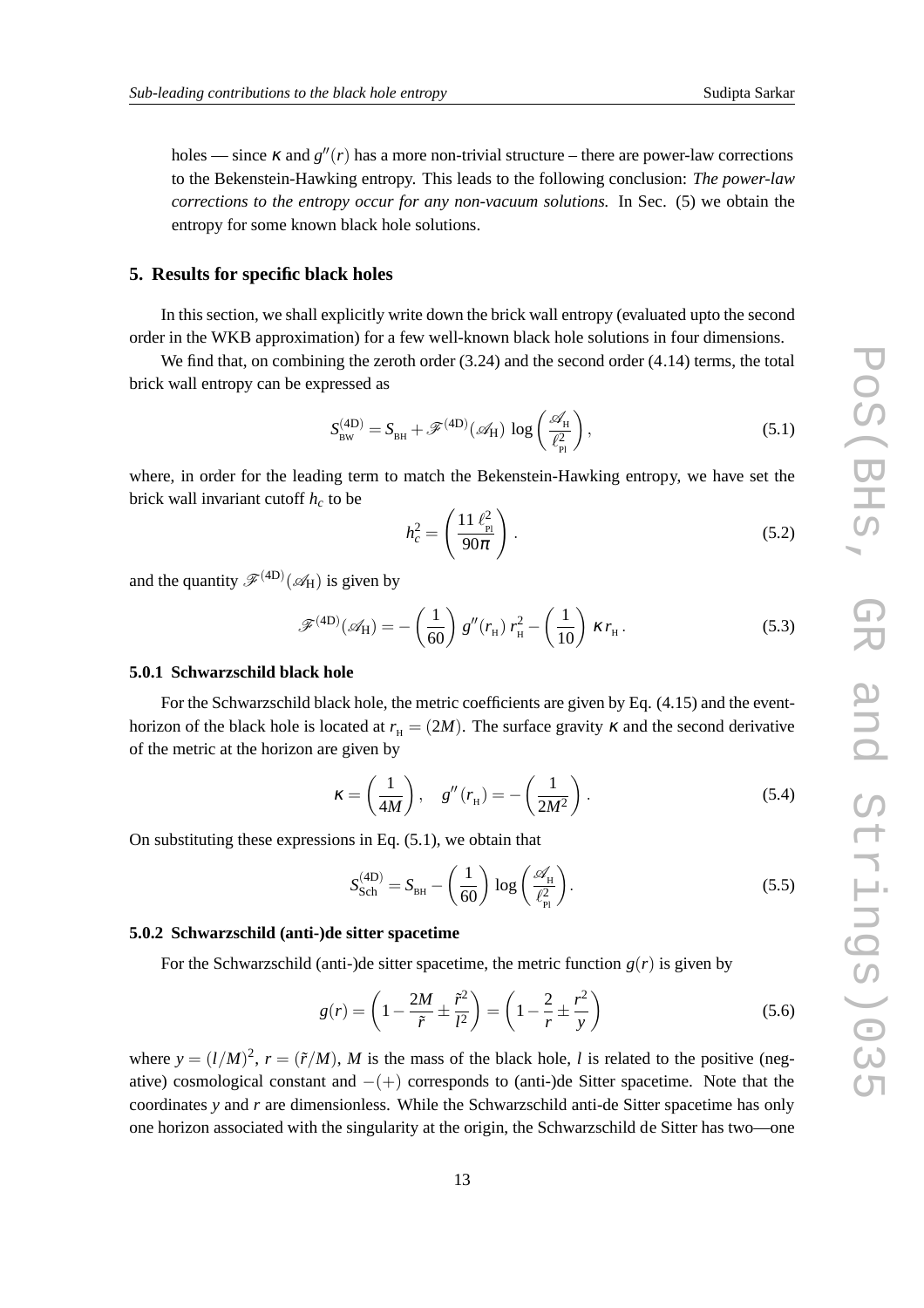holes — since $\kappa$ and $g''(r)$ has a more non-trivial structure – there are power-law corrections to the Bekenstein-Hawking entropy. This leads to the following conclusion: *The power-law corrections to the entropy occur for any non-vacuum solutions.* In Sec. (5) we obtain the entropy for some known black hole solutions.

## 5. Results for specific black holes

In this section, we shall explicitly write down the brick wall entropy (evaluated upto the second order in the WKB approximation) for a few well-known black hole solutions in four dimensions.

We find that, on combining the zeroth order (3.24) and the second order (4.14) terms, the total brick wall entropy can be expressed as

$$S_{\rm BW}^{(4D)} = S_{\rm BH} + \mathscr{F}^{(4D)}(\mathscr{A}_{\rm H}) \, \log\left(\frac{\mathscr{A}_{\rm H}}{\ell_{\rm Pl}^2}\right), \tag{5.1}$$

where, in order for the leading term to match the Bekenstein-Hawking entropy, we have set the brick wall invariant cutoff $h_c$ to be

$$h_c^2 = \left(\frac{11\,\ell_{\rm Pl}^2}{90\pi}\right). \tag{5.2}$$

and the quantity $\mathscr{F}^{(4D)}(\mathscr{A}_{\rm H})$ is given by

$$\mathscr{F}^{(4D)}(\mathscr{A}_{\rm H}) = -\left(\frac{1}{60}\right) g''(r_{\rm H})\, r_{\rm H}^2 - \left(\frac{1}{10}\right) \kappa\, r_{\rm H}\,. \tag{5.3}$$

### 5.0.1 Schwarzschild black hole

For the Schwarzschild black hole, the metric coefficients are given by Eq. (4.15) and the event-horizon of the black hole is located at $r_{\rm H} = (2M)$. The surface gravity $\kappa$ and the second derivative of the metric at the horizon are given by

$$\kappa = \left(\frac{1}{4M}\right), \quad g''(r_{\rm H}) = -\left(\frac{1}{2M^2}\right). \tag{5.4}$$

On substituting these expressions in Eq. (5.1), we obtain that

$$S_{\rm Sch}^{(4D)} = S_{\rm BH} - \left(\frac{1}{60}\right) \log\left(\frac{\mathscr{A}_{\rm H}}{\ell_{\rm Pl}^2}\right). \tag{5.5}$$

### 5.0.2 Schwarzschild (anti-)de sitter spacetime

For the Schwarzschild (anti-)de sitter spacetime, the metric function $g(r)$ is given by

$$g(r) = \left(1 - \frac{2M}{\tilde{r}} \pm \frac{\tilde{r}^2}{l^2}\right) = \left(1 - \frac{2}{r} \pm \frac{r^2}{y}\right) \tag{5.6}$$

where $y = (l/M)^2$, $r = (\tilde{r}/M)$, $M$ is the mass of the black hole, $l$ is related to the positive (negative) cosmological constant and $-(+)$ corresponds to (anti-)de Sitter spacetime. Note that the coordinates $y$ and $r$ are dimensionless. While the Schwarzschild anti-de Sitter spacetime has only one horizon associated with the singularity at the origin, the Schwarzschild de Sitter has two—one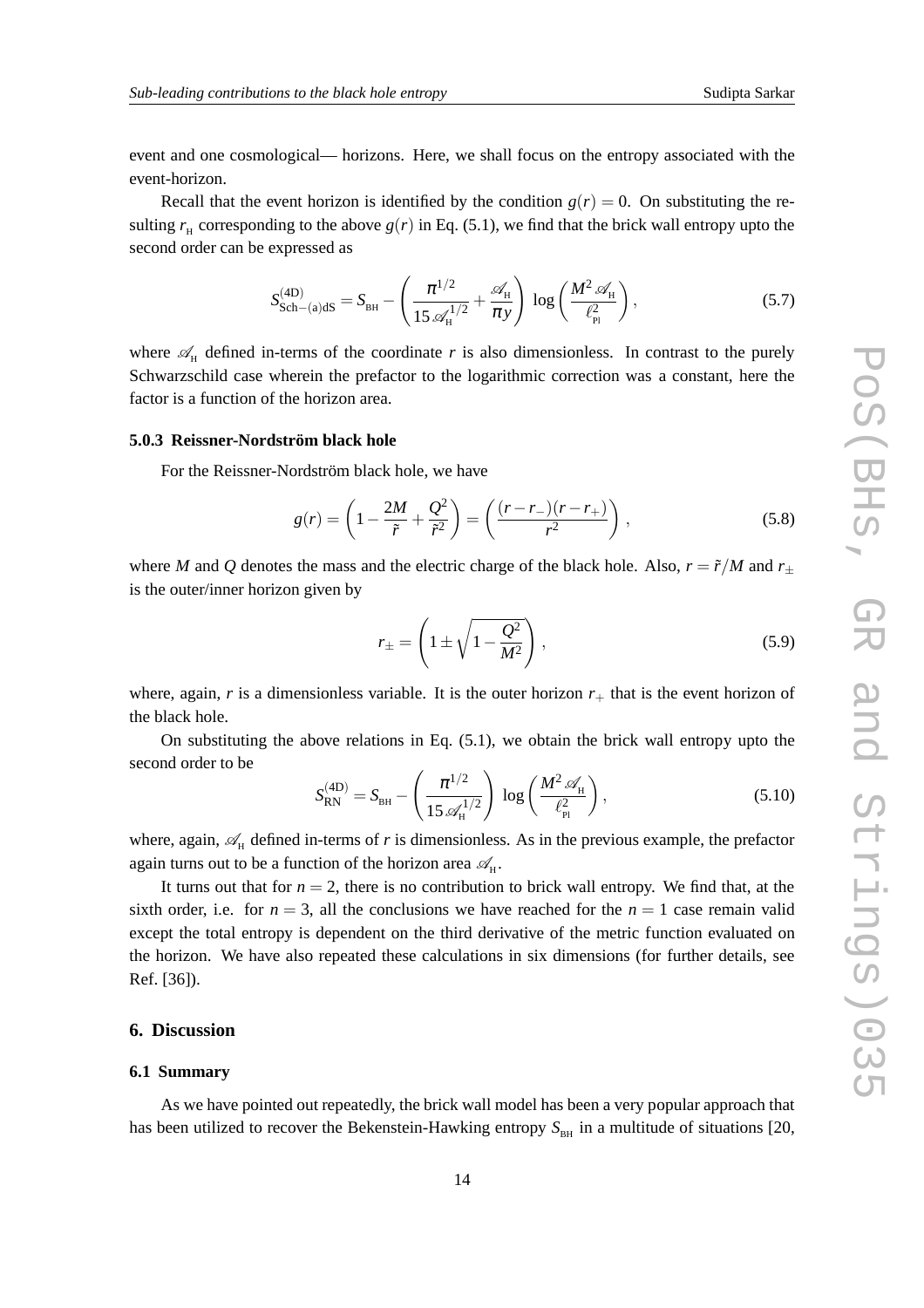event and one cosmological— horizons. Here, we shall focus on the entropy associated with the event-horizon.

Recall that the event horizon is identified by the condition $g(r) = 0$. On substituting the resulting $r_{\rm H}$ corresponding to the above $g(r)$ in Eq. (5.1), we find that the brick wall entropy upto the second order can be expressed as

$$S^{(4D)}_{\rm Sch-(a)dS} = S_{\rm BH} - \left(\frac{\pi^{1/2}}{15\,\mathscr{A}_{\rm H}^{1/2}} + \frac{\mathscr{A}_{\rm H}}{\pi y}\right)\,\log\left(\frac{M^2\,\mathscr{A}_{\rm H}}{\ell_{\rm Pl}^2}\right), \tag{5.7}$$

where $\mathscr{A}_{\rm H}$ defined in-terms of the coordinate $r$ is also dimensionless. In contrast to the purely Schwarzschild case wherein the prefactor to the logarithmic correction was a constant, here the factor is a function of the horizon area.

### 5.0.3 Reissner-Nordström black hole

For the Reissner-Nordström black hole, we have

$$g(r) = \left(1 - \frac{2M}{\tilde{r}} + \frac{Q^2}{\tilde{r}^2}\right) = \left(\frac{(r-r_-)(r-r_+)}{r^2}\right), \tag{5.8}$$

where $M$ and $Q$ denotes the mass and the electric charge of the black hole. Also, $r = \tilde{r}/M$ and $r_\pm$ is the outer/inner horizon given by

$$r_\pm = \left(1 \pm \sqrt{1 - \frac{Q^2}{M^2}}\right), \tag{5.9}$$

where, again, $r$ is a dimensionless variable. It is the outer horizon $r_+$ that is the event horizon of the black hole.

On substituting the above relations in Eq. (5.1), we obtain the brick wall entropy upto the second order to be

$$S^{(4D)}_{\rm RN} = S_{\rm BH} - \left(\frac{\pi^{1/2}}{15\,\mathscr{A}_{\rm H}^{1/2}}\right)\,\log\left(\frac{M^2\,\mathscr{A}_{\rm H}}{\ell_{\rm Pl}^2}\right), \tag{5.10}$$

where, again, $\mathscr{A}_{\rm H}$ defined in-terms of $r$ is dimensionless. As in the previous example, the prefactor again turns out to be a function of the horizon area $\mathscr{A}_{\rm H}$.

It turns out that for $n = 2$, there is no contribution to brick wall entropy. We find that, at the sixth order, i.e. for $n = 3$, all the conclusions we have reached for the $n = 1$ case remain valid except the total entropy is dependent on the third derivative of the metric function evaluated on the horizon. We have also repeated these calculations in six dimensions (for further details, see Ref. [36]).

## 6. Discussion

### 6.1 Summary

As we have pointed out repeatedly, the brick wall model has been a very popular approach that has been utilized to recover the Bekenstein-Hawking entropy $S_{\rm BH}$ in a multitude of situations [20,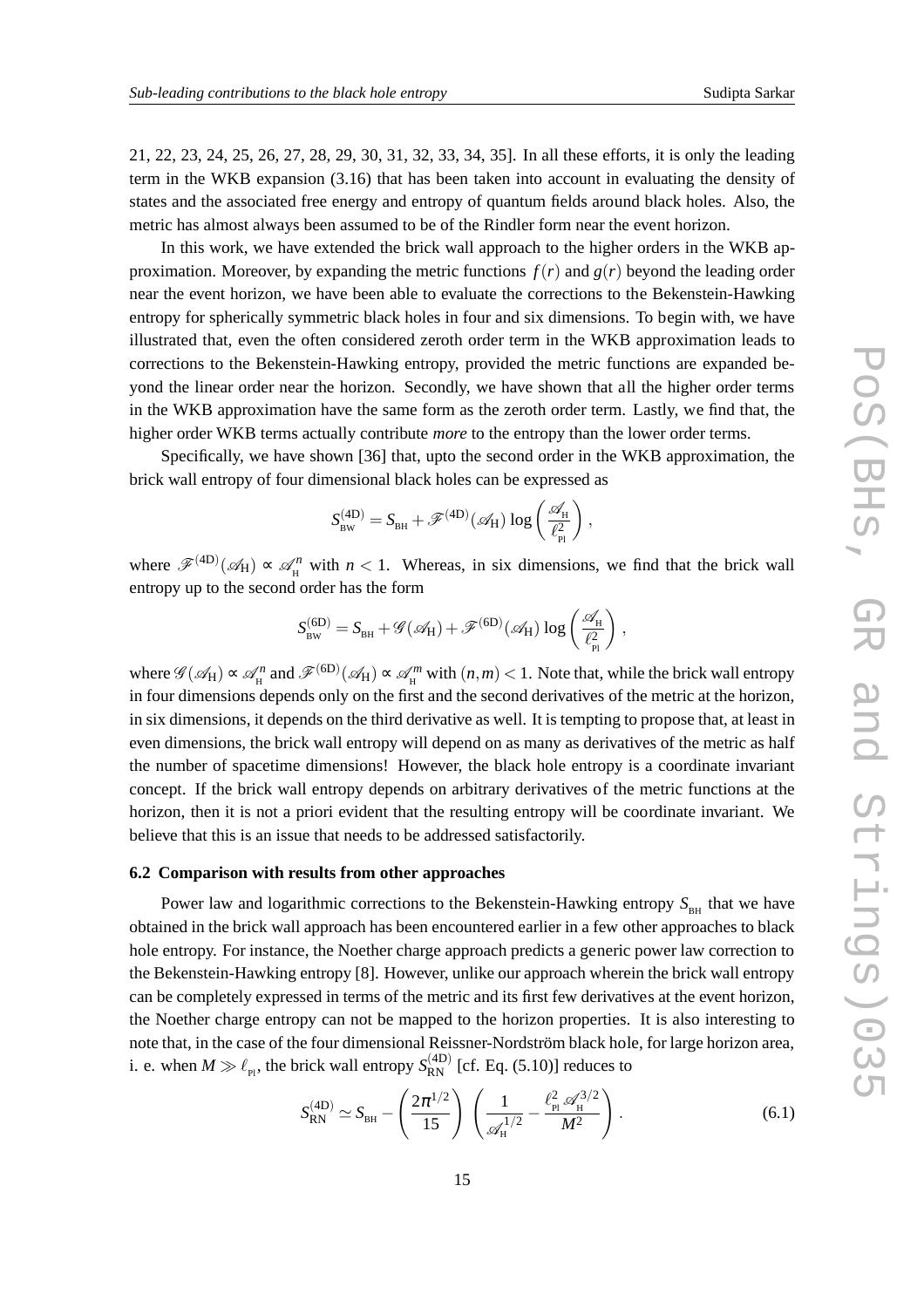21, 22, 23, 24, 25, 26, 27, 28, 29, 30, 31, 32, 33, 34, 35]. In all these efforts, it is only the leading term in the WKB expansion (3.16) that has been taken into account in evaluating the density of states and the associated free energy and entropy of quantum fields around black holes. Also, the metric has almost always been assumed to be of the Rindler form near the event horizon.

In this work, we have extended the brick wall approach to the higher orders in the WKB approximation. Moreover, by expanding the metric functions $f(r)$ and $g(r)$ beyond the leading order near the event horizon, we have been able to evaluate the corrections to the Bekenstein-Hawking entropy for spherically symmetric black holes in four and six dimensions. To begin with, we have illustrated that, even the often considered zeroth order term in the WKB approximation leads to corrections to the Bekenstein-Hawking entropy, provided the metric functions are expanded beyond the linear order near the horizon. Secondly, we have shown that all the higher order terms in the WKB approximation have the same form as the zeroth order term. Lastly, we find that, the higher order WKB terms actually contribute *more* to the entropy than the lower order terms.

Specifically, we have shown [36] that, upto the second order in the WKB approximation, the brick wall entropy of four dimensional black holes can be expressed as

$$S_{_{\rm BW}}^{(4{\rm D})} = S_{_{\rm BH}} + \mathscr{F}^{(4{\rm D})}(\mathscr{A}_{\rm H}) \log\left(\frac{\mathscr{A}_{_{\rm H}}}{\ell_{_{\rm Pl}}^2}\right),$$

where $\mathscr{F}^{(4{\rm D})}(\mathscr{A}_{\rm H}) \propto \mathscr{A}_{_{\rm H}}^n$ with $n < 1$. Whereas, in six dimensions, we find that the brick wall entropy up to the second order has the form

$$S_{_{\rm BW}}^{(6{\rm D})} = S_{_{\rm BH}} + \mathscr{G}(\mathscr{A}_{\rm H}) + \mathscr{F}^{(6{\rm D})}(\mathscr{A}_{\rm H}) \log\left(\frac{\mathscr{A}_{_{\rm H}}}{\ell_{_{\rm Pl}}^2}\right),$$

where $\mathscr{G}(\mathscr{A}_{\rm H}) \propto \mathscr{A}_{_{\rm H}}^n$ and $\mathscr{F}^{(6{\rm D})}(\mathscr{A}_{\rm H}) \propto \mathscr{A}_{_{\rm H}}^m$ with $(n,m) < 1$. Note that, while the brick wall entropy in four dimensions depends only on the first and the second derivatives of the metric at the horizon, in six dimensions, it depends on the third derivative as well. It is tempting to propose that, at least in even dimensions, the brick wall entropy will depend on as many as derivatives of the metric as half the number of spacetime dimensions! However, the black hole entropy is a coordinate invariant concept. If the brick wall entropy depends on arbitrary derivatives of the metric functions at the horizon, then it is not a priori evident that the resulting entropy will be coordinate invariant. We believe that this is an issue that needs to be addressed satisfactorily.

### 6.2 Comparison with results from other approaches

Power law and logarithmic corrections to the Bekenstein-Hawking entropy $S_{_{\rm BH}}$ that we have obtained in the brick wall approach has been encountered earlier in a few other approaches to black hole entropy. For instance, the Noether charge approach predicts a generic power law correction to the Bekenstein-Hawking entropy [8]. However, unlike our approach wherein the brick wall entropy can be completely expressed in terms of the metric and its first few derivatives at the event horizon, the Noether charge entropy can not be mapped to the horizon properties. It is also interesting to note that, in the case of the four dimensional Reissner-Nordström black hole, for large horizon area, i. e. when $M \gg \ell_{_{\rm Pl}}$, the brick wall entropy $S_{\rm RN}^{(4{\rm D})}$ [cf. Eq. (5.10)] reduces to

$$S_{\rm RN}^{(4{\rm D})} \simeq S_{_{\rm BH}} - \left(\frac{2\pi^{1/2}}{15}\right)\left(\frac{1}{\mathscr{A}_{_{\rm H}}^{1/2}} - \frac{\ell_{_{\rm Pl}}^2\,\mathscr{A}_{_{\rm H}}^{3/2}}{M^2}\right). \tag{6.1}$$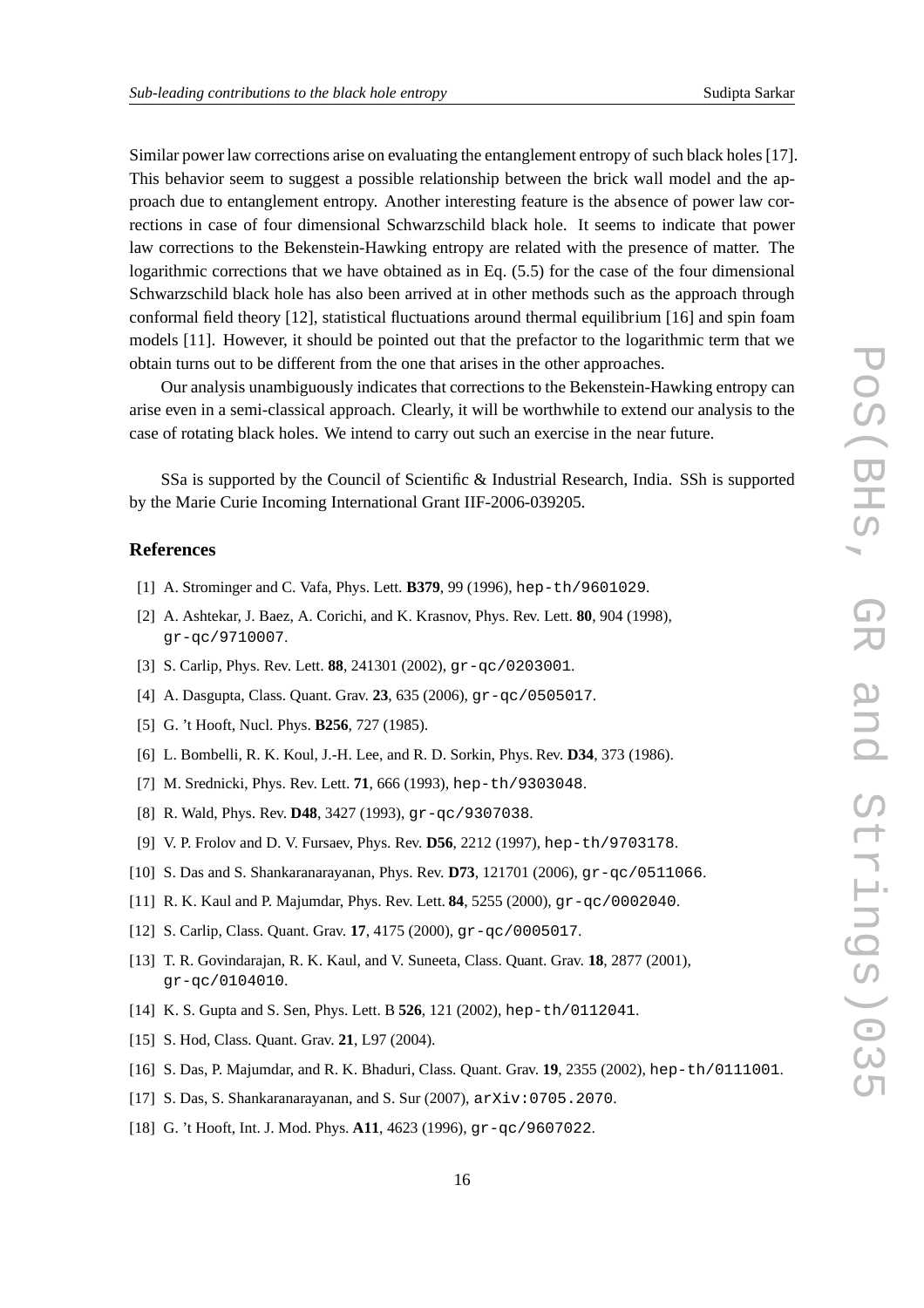Similar power law corrections arise on evaluating the entanglement entropy of such black holes [17]. This behavior seem to suggest a possible relationship between the brick wall model and the approach due to entanglement entropy. Another interesting feature is the absence of power law corrections in case of four dimensional Schwarzschild black hole. It seems to indicate that power law corrections to the Bekenstein-Hawking entropy are related with the presence of matter. The logarithmic corrections that we have obtained as in Eq. (5.5) for the case of the four dimensional Schwarzschild black hole has also been arrived at in other methods such as the approach through conformal field theory [12], statistical fluctuations around thermal equilibrium [16] and spin foam models [11]. However, it should be pointed out that the prefactor to the logarithmic term that we obtain turns out to be different from the one that arises in the other approaches.

Our analysis unambiguously indicates that corrections to the Bekenstein-Hawking entropy can arise even in a semi-classical approach. Clearly, it will be worthwhile to extend our analysis to the case of rotating black holes. We intend to carry out such an exercise in the near future.

SSa is supported by the Council of Scientific & Industrial Research, India. SSh is supported by the Marie Curie Incoming International Grant IIF-2006-039205.

## References

[1] A. Strominger and C. Vafa, Phys. Lett. **B379**, 99 (1996), `hep-th/9601029`.

[2] A. Ashtekar, J. Baez, A. Corichi, and K. Krasnov, Phys. Rev. Lett. **80**, 904 (1998), `gr-qc/9710007`.

[3] S. Carlip, Phys. Rev. Lett. **88**, 241301 (2002), `gr-qc/0203001`.

[4] A. Dasgupta, Class. Quant. Grav. **23**, 635 (2006), `gr-qc/0505017`.

[5] G. 't Hooft, Nucl. Phys. **B256**, 727 (1985).

[6] L. Bombelli, R. K. Koul, J.-H. Lee, and R. D. Sorkin, Phys. Rev. **D34**, 373 (1986).

[7] M. Srednicki, Phys. Rev. Lett. **71**, 666 (1993), `hep-th/9303048`.

[8] R. Wald, Phys. Rev. **D48**, 3427 (1993), `gr-qc/9307038`.

[9] V. P. Frolov and D. V. Fursaev, Phys. Rev. **D56**, 2212 (1997), `hep-th/9703178`.

[10] S. Das and S. Shankaranarayanan, Phys. Rev. **D73**, 121701 (2006), `gr-qc/0511066`.

[11] R. K. Kaul and P. Majumdar, Phys. Rev. Lett. **84**, 5255 (2000), `gr-qc/0002040`.

[12] S. Carlip, Class. Quant. Grav. **17**, 4175 (2000), `gr-qc/0005017`.

[13] T. R. Govindarajan, R. K. Kaul, and V. Suneeta, Class. Quant. Grav. **18**, 2877 (2001), `gr-qc/0104010`.

[14] K. S. Gupta and S. Sen, Phys. Lett. B **526**, 121 (2002), `hep-th/0112041`.

[15] S. Hod, Class. Quant. Grav. **21**, L97 (2004).

[16] S. Das, P. Majumdar, and R. K. Bhaduri, Class. Quant. Grav. **19**, 2355 (2002), `hep-th/0111001`.

[17] S. Das, S. Shankaranarayanan, and S. Sur (2007), `arXiv:0705.2070`.

[18] G. 't Hooft, Int. J. Mod. Phys. **A11**, 4623 (1996), `gr-qc/9607022`.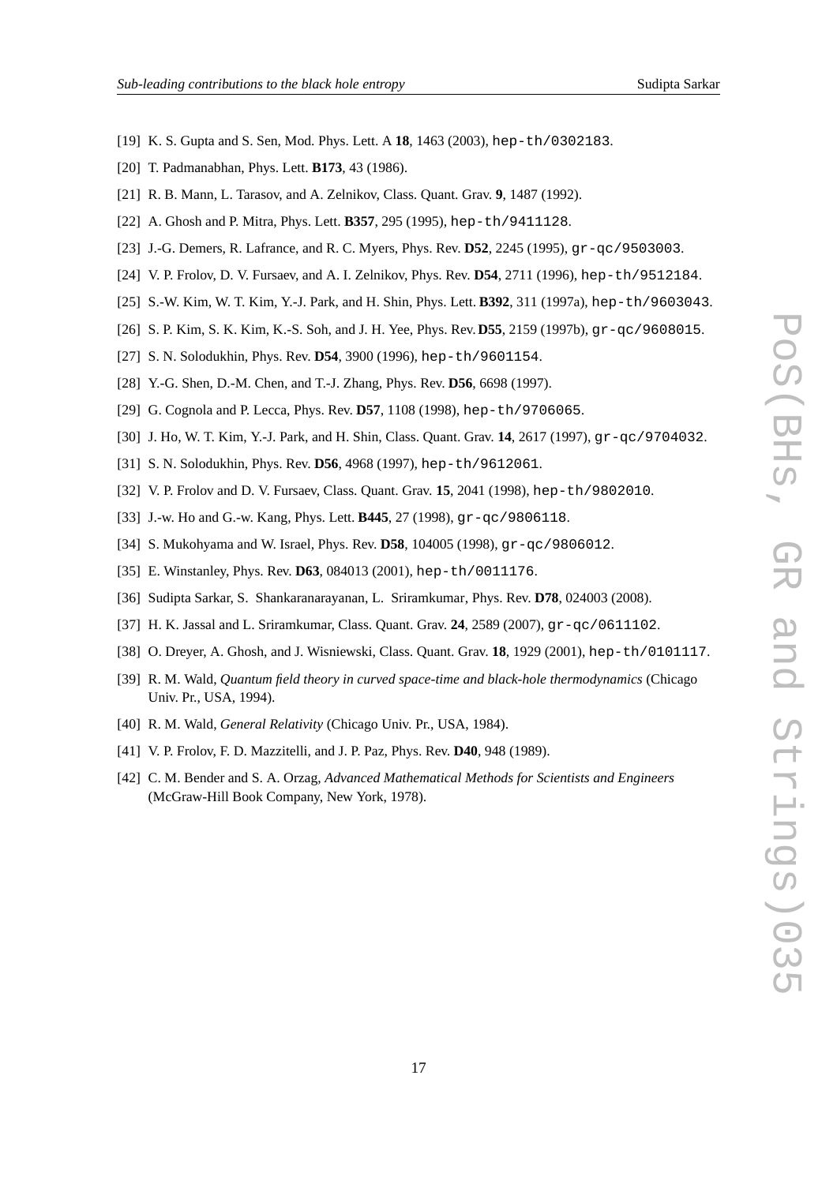[19] K. S. Gupta and S. Sen, Mod. Phys. Lett. A **18**, 1463 (2003), `hep-th/0302183`.

[20] T. Padmanabhan, Phys. Lett. **B173**, 43 (1986).

[21] R. B. Mann, L. Tarasov, and A. Zelnikov, Class. Quant. Grav. **9**, 1487 (1992).

[22] A. Ghosh and P. Mitra, Phys. Lett. **B357**, 295 (1995), `hep-th/9411128`.

[23] J.-G. Demers, R. Lafrance, and R. C. Myers, Phys. Rev. **D52**, 2245 (1995), `gr-qc/9503003`.

[24] V. P. Frolov, D. V. Fursaev, and A. I. Zelnikov, Phys. Rev. **D54**, 2711 (1996), `hep-th/9512184`.

[25] S.-W. Kim, W. T. Kim, Y.-J. Park, and H. Shin, Phys. Lett. **B392**, 311 (1997a), `hep-th/9603043`.

[26] S. P. Kim, S. K. Kim, K.-S. Soh, and J. H. Yee, Phys. Rev. **D55**, 2159 (1997b), `gr-qc/9608015`.

[27] S. N. Solodukhin, Phys. Rev. **D54**, 3900 (1996), `hep-th/9601154`.

[28] Y.-G. Shen, D.-M. Chen, and T.-J. Zhang, Phys. Rev. **D56**, 6698 (1997).

[29] G. Cognola and P. Lecca, Phys. Rev. **D57**, 1108 (1998), `hep-th/9706065`.

[30] J. Ho, W. T. Kim, Y.-J. Park, and H. Shin, Class. Quant. Grav. **14**, 2617 (1997), `gr-qc/9704032`.

[31] S. N. Solodukhin, Phys. Rev. **D56**, 4968 (1997), `hep-th/9612061`.

[32] V. P. Frolov and D. V. Fursaev, Class. Quant. Grav. **15**, 2041 (1998), `hep-th/9802010`.

[33] J.-w. Ho and G.-w. Kang, Phys. Lett. **B445**, 27 (1998), `gr-qc/9806118`.

[34] S. Mukohyama and W. Israel, Phys. Rev. **D58**, 104005 (1998), `gr-qc/9806012`.

[35] E. Winstanley, Phys. Rev. **D63**, 084013 (2001), `hep-th/0011176`.

[36] Sudipta Sarkar, S. Shankaranarayanan, L. Sriramkumar, Phys. Rev. **D78**, 024003 (2008).

[37] H. K. Jassal and L. Sriramkumar, Class. Quant. Grav. **24**, 2589 (2007), `gr-qc/0611102`.

[38] O. Dreyer, A. Ghosh, and J. Wisniewski, Class. Quant. Grav. **18**, 1929 (2001), `hep-th/0101117`.

[39] R. M. Wald, *Quantum field theory in curved space-time and black-hole thermodynamics* (Chicago Univ. Pr., USA, 1994).

[40] R. M. Wald, *General Relativity* (Chicago Univ. Pr., USA, 1984).

[41] V. P. Frolov, F. D. Mazzitelli, and J. P. Paz, Phys. Rev. **D40**, 948 (1989).

[42] C. M. Bender and S. A. Orzag, *Advanced Mathematical Methods for Scientists and Engineers* (McGraw-Hill Book Company, New York, 1978).